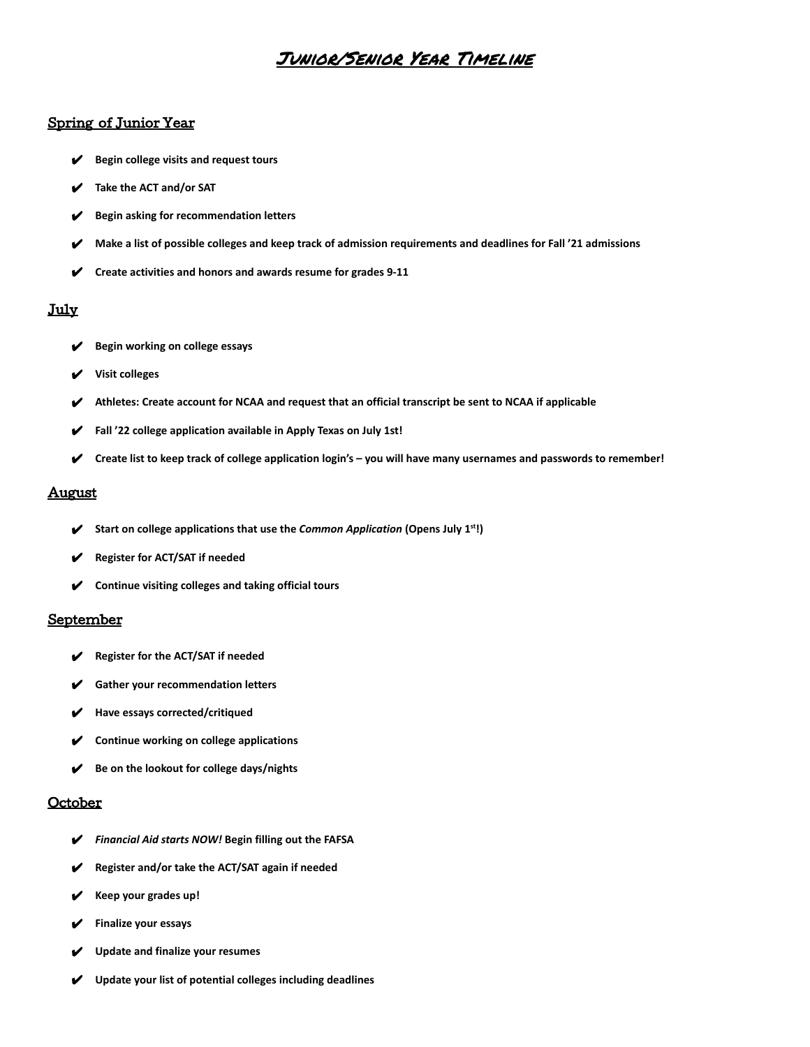# Junior/Senior Year Timeline

## Spring of Junior Year

- ✔ **Begin college visits and request tours**
- ✔ **Take the ACT and/or SAT**
- ✔ **Begin asking for recommendation letters**
- ✔ **Make a list of possible colleges and keep track of admission requirements and deadlines for Fall '21 admissions**
- ✔ **Create activities and honors and awards resume for grades 9-11**

## July

- ✔ **Begin working on college essays**
- ✔ **Visit colleges**
- ✔ **Athletes: Create account for NCAA and request that an official transcript be sent to NCAA if applicable**
- ✔ **Fall '22 college application available in Apply Texas on July 1st!**
- ✔ **Create list to keep track of college application login's – you will have many usernames and passwords to remember!**

## August

- ✔ **Start on college applications that use the *Common Application* (Opens July 1st!)**
- ✔ **Register for ACT/SAT if needed**
- ✔ **Continue visiting colleges and taking official tours**

## September

- ✔ **Register for the ACT/SAT if needed**
- ✔ **Gather your recommendation letters**
- ✔ **Have essays corrected/critiqued**
- ✔ **Continue working on college applications**
- ✔ **Be on the lookout for college days/nights**

## October

- ✔ ***Financial Aid starts NOW!* Begin filling out the FAFSA**
- ✔ **Register and/or take the ACT/SAT again if needed**
- ✔ **Keep your grades up!**
- ✔ **Finalize your essays**
- ✔ **Update and finalize your resumes**
- ✔ **Update your list of potential colleges including deadlines**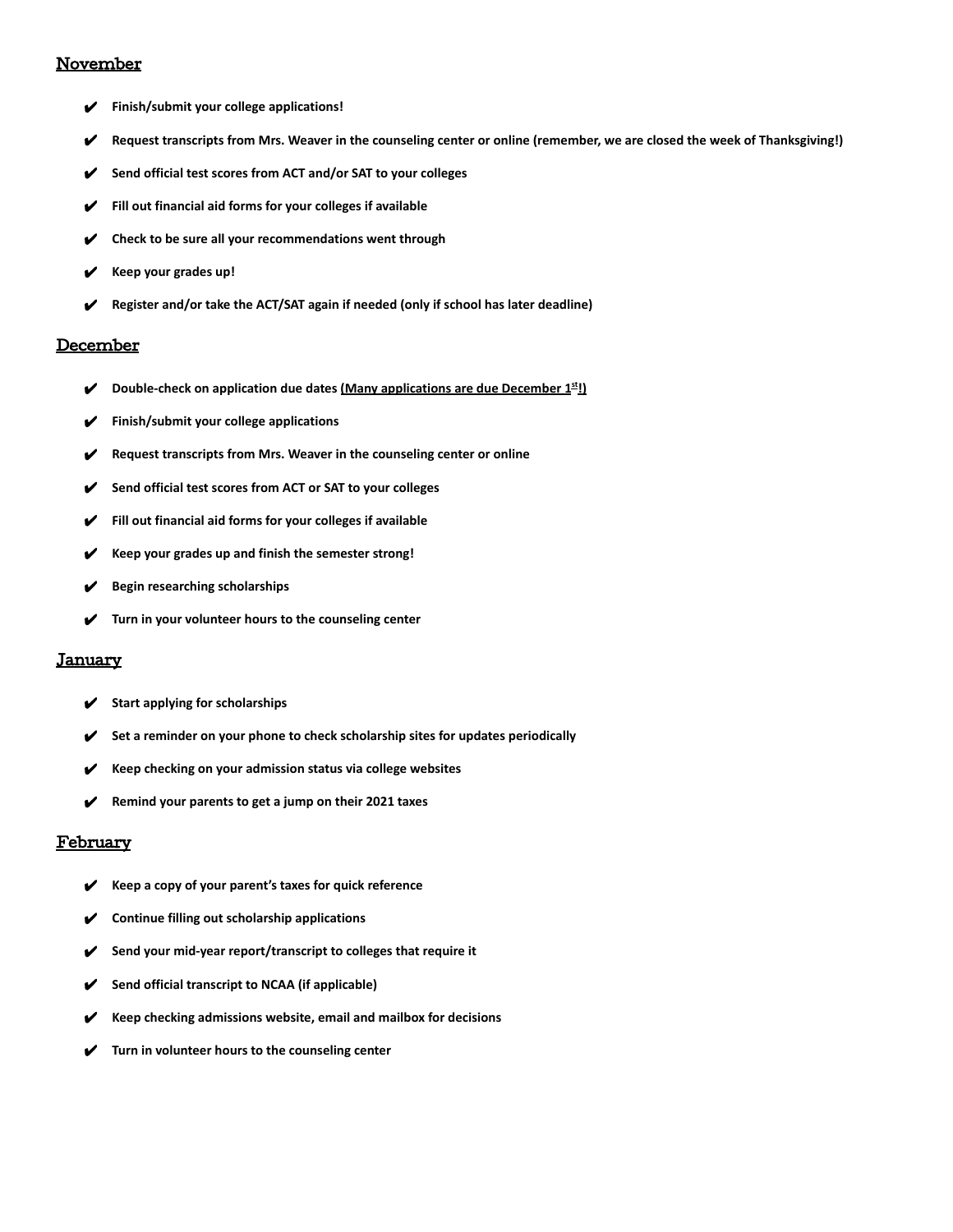## November

- ✔ **Finish/submit your college applications!**
- ✔ **Request transcripts from Mrs. Weaver in the counseling center or online (remember, we are closed the week of Thanksgiving!)**
- ✔ **Send official test scores from ACT and/or SAT to your colleges**
- ✔ **Fill out financial aid forms for your colleges if available**
- ✔ **Check to be sure all your recommendations went through**
- ✔ **Keep your grades up!**
- ✔ **Register and/or take the ACT/SAT again if needed (only if school has later deadline)**

## December

- ✔ **Double-check on application due dates <u>(Many applications are due December 1st!)</u>**
- ✔ **Finish/submit your college applications**
- ✔ **Request transcripts from Mrs. Weaver in the counseling center or online**
- ✔ **Send official test scores from ACT or SAT to your colleges**
- ✔ **Fill out financial aid forms for your colleges if available**
- ✔ **Keep your grades up and finish the semester strong!**
- ✔ **Begin researching scholarships**
- ✔ **Turn in your volunteer hours to the counseling center**

## January

- ✔ **Start applying for scholarships**
- ✔ **Set a reminder on your phone to check scholarship sites for updates periodically**
- ✔ **Keep checking on your admission status via college websites**
- ✔ **Remind your parents to get a jump on their 2021 taxes**

## February

- ✔ **Keep a copy of your parent's taxes for quick reference**
- ✔ **Continue filling out scholarship applications**
- ✔ **Send your mid-year report/transcript to colleges that require it**
- ✔ **Send official transcript to NCAA (if applicable)**
- ✔ **Keep checking admissions website, email and mailbox for decisions**
- ✔ **Turn in volunteer hours to the counseling center**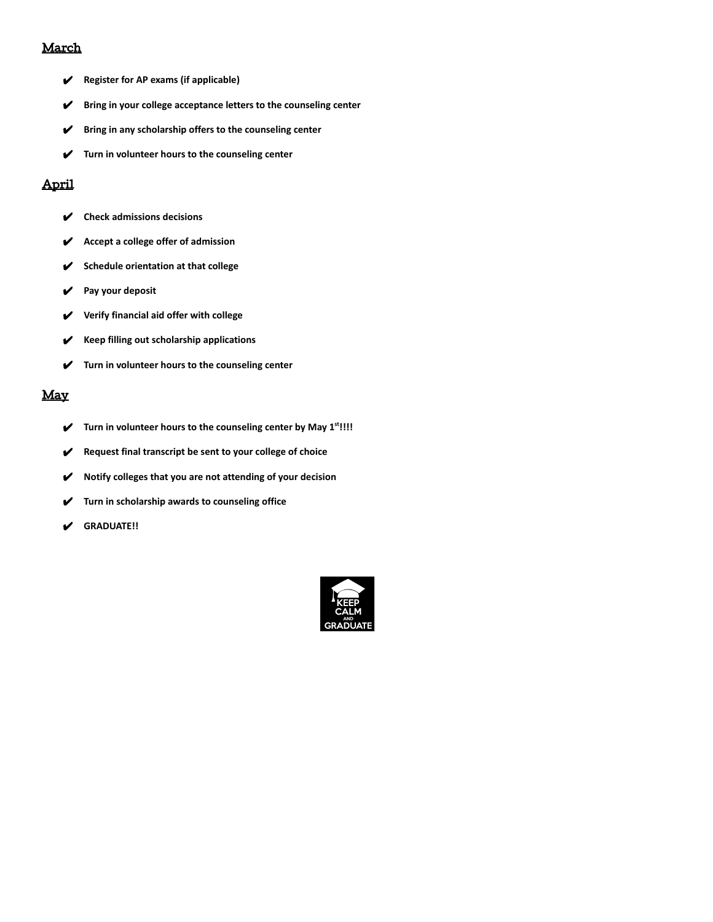## March

- ✔ **Register for AP exams (if applicable)**
- ✔ **Bring in your college acceptance letters to the counseling center**
- ✔ **Bring in any scholarship offers to the counseling center**
- ✔ **Turn in volunteer hours to the counseling center**

## April

- ✔ **Check admissions decisions**
- ✔ **Accept a college offer of admission**
- ✔ **Schedule orientation at that college**
- ✔ **Pay your deposit**
- ✔ **Verify financial aid offer with college**
- ✔ **Keep filling out scholarship applications**
- ✔ **Turn in volunteer hours to the counseling center**

## May

- ✔ **Turn in volunteer hours to the counseling center by May 1st!!!!**
- ✔ **Request final transcript be sent to your college of choice**
- ✔ **Notify colleges that you are not attending of your decision**
- ✔ **Turn in scholarship awards to counseling office**
- ✔ **GRADUATE!!**

KEEP CALM AND GRADUATE